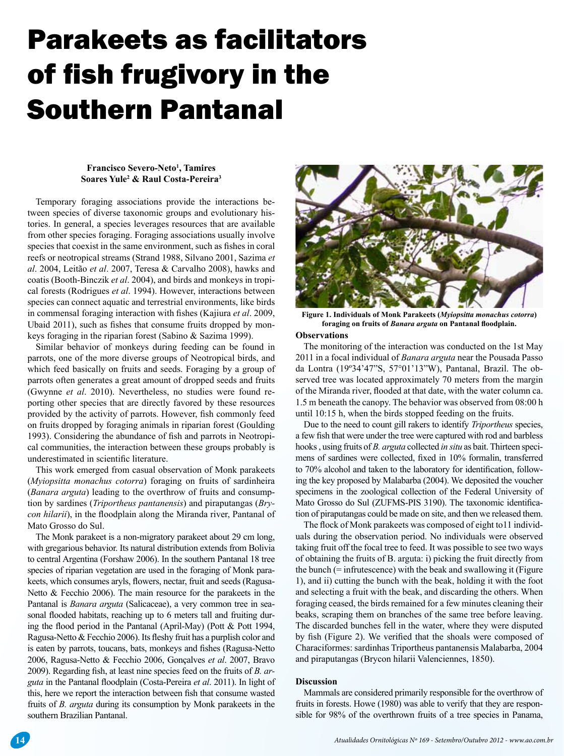# Parakeets as facilitators of fish frugivory in the Southern Pantanal

**Francisco Severo-Neto[1], Tamires Soares Yule[2] & Raul Costa-Pereira[3]**

Temporary foraging associations provide the interactions between species of diverse taxonomic groups and evolutionary histories. In general, a species leverages resources that are available from other species foraging. Foraging associations usually involve species that coexist in the same environment, such as fishes in coral reefs or neotropical streams (Strand 1988, Silvano 2001, Sazima *et al*. 2004, Leitão *et al*. 2007, Teresa & Carvalho 2008), hawks and coatis (Booth-Binczik *et al*. 2004), and birds and monkeys in tropical forests (Rodrigues *et al*. 1994). However, interactions between species can connect aquatic and terrestrial environments, like birds in commensal foraging interaction with fishes (Kajiura *et al*. 2009, Ubaid 2011), such as fishes that consume fruits dropped by monkeys foraging in the riparian forest (Sabino & Sazima 1999).

Similar behavior of monkeys during feeding can be found in parrots, one of the more diverse groups of Neotropical birds, and which feed basically on fruits and seeds. Foraging by a group of parrots often generates a great amount of dropped seeds and fruits (Gwynne *et al*. 2010). Nevertheless, no studies were found reporting other species that are directly favored by these resources provided by the activity of parrots. However, fish commonly feed on fruits dropped by foraging animals in riparian forest (Goulding 1993). Considering the abundance of fish and parrots in Neotropical communities, the interaction between these groups probably is underestimated in scientific literature.

This work emerged from casual observation of Monk parakeets (*Myiopsitta monachus cotorra*) foraging on fruits of sardinheira (*Banara arguta*) leading to the overthrow of fruits and consumption by sardines (*Triportheus pantanensis*) and piraputangas (*Brycon hilarii*), in the floodplain along the Miranda river, Pantanal of Mato Grosso do Sul.

The Monk parakeet is a non-migratory parakeet about 29 cm long, with gregarious behavior. Its natural distribution extends from Bolivia to central Argentina (Forshaw 2006). In the southern Pantanal 18 tree species of riparian vegetation are used in the foraging of Monk parakeets, which consumes aryls, flowers, nectar, fruit and seeds (Ragusa-Netto & Fecchio 2006). The main resource for the parakeets in the Pantanal is *Banara arguta* (Salicaceae), a very common tree in seasonal flooded habitats, reaching up to 6 meters tall and fruiting during the flood period in the Pantanal (April-May) (Pott & Pott 1994, Ragusa-Netto & Fecchio 2006). Its fleshy fruit has a purplish color and is eaten by parrots, toucans, bats, monkeys and fishes (Ragusa-Netto 2006, Ragusa-Netto & Fecchio 2006, Gonçalves *et al*. 2007, Bravo 2009). Regarding fish, at least nine species feed on the fruits of *B. arguta* in the Pantanal floodplain (Costa-Pereira *et al*. 2011). In light of this, here we report the interaction between fish that consume wasted fruits of *B. arguta* during its consumption by Monk parakeets in the southern Brazilian Pantanal.

**Figure 1. Individuals of Monk Parakeets (*Myiopsitta monachus cotorra*) foraging on fruits of *Banara arguta* on Pantanal floodplain.**

### Observations

The monitoring of the interaction was conducted on the 1st May 2011 in a focal individual of *Banara arguta* near the Pousada Passo da Lontra (19º34'47"S, 57°01'13"W), Pantanal, Brazil. The observed tree was located approximately 70 meters from the margin of the Miranda river, flooded at that date, with the water column ca. 1.5 m beneath the canopy. The behavior was observed from 08:00 h until 10:15 h, when the birds stopped feeding on the fruits.

Due to the need to count gill rakers to identify *Triportheus* species, a few fish that were under the tree were captured with rod and barbless hooks , using fruits of *B. arguta* collected *in situ* as bait. Thirteen specimens of sardines were collected, fixed in 10% formalin, transferred to 70% alcohol and taken to the laboratory for identification, following the key proposed by Malabarba (2004). We deposited the voucher specimens in the zoological collection of the Federal University of Mato Grosso do Sul (ZUFMS-PIS 3190). The taxonomic identification of piraputangas could be made on site, and then we released them.

The flock of Monk parakeets was composed of eight to11 individuals during the observation period. No individuals were observed taking fruit off the focal tree to feed. It was possible to see two ways of obtaining the fruits of B. arguta: i) picking the fruit directly from the bunch (= infrutescence) with the beak and swallowing it (Figure 1), and ii) cutting the bunch with the beak, holding it with the foot and selecting a fruit with the beak, and discarding the others. When foraging ceased, the birds remained for a few minutes cleaning their beaks, scraping them on branches of the same tree before leaving. The discarded bunches fell in the water, where they were disputed by fish (Figure 2). We verified that the shoals were composed of Characiformes: sardinhas Triportheus pantanensis Malabarba, 2004 and piraputangas (Brycon hilarii Valenciennes, 1850).

### Discussion

Mammals are considered primarily responsible for the overthrow of fruits in forests. Howe (1980) was able to verify that they are responsible for 98% of the overthrown fruits of a tree species in Panama,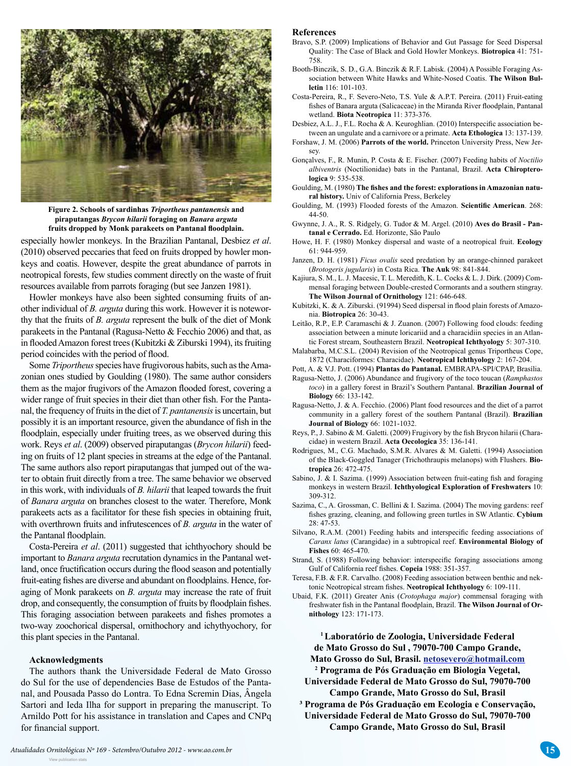**Figure 2. Schools of sardinhas *Triportheus pantanensis* and piraputangas *Brycon hilarii* foraging on *Banara arguta* fruits dropped by Monk parakeets on Pantanal floodplain.**

especially howler monkeys. In the Brazilian Pantanal, Desbiez *et al*. (2010) observed peccaries that feed on fruits dropped by howler monkeys and coatis. However, despite the great abundance of parrots in neotropical forests, few studies comment directly on the waste of fruit resources available from parrots foraging (but see Janzen 1981).

Howler monkeys have also been sighted consuming fruits of another individual of *B. arguta* during this work. However it is noteworthy that the fruits of *B. arguta* represent the bulk of the diet of Monk parakeets in the Pantanal (Ragusa-Netto & Fecchio 2006) and that, as in flooded Amazon forest trees (Kubitzki & Ziburski 1994), its fruiting period coincides with the period of flood.

Some *Triportheus* species have frugivorous habits, such as the Amazonian ones studied by Goulding (1980). The same author considers them as the major frugivors of the Amazon flooded forest, covering a wider range of fruit species in their diet than other fish. For the Pantanal, the frequency of fruits in the diet of *T. pantanensis* is uncertain, but possibly it is an important resource, given the abundance of fish in the floodplain, especially under fruiting trees, as we observed during this work. Reys *et al*. (2009) observed piraputangas (*Brycon hilarii*) feeding on fruits of 12 plant species in streams at the edge of the Pantanal. The same authors also report piraputangas that jumped out of the water to obtain fruit directly from a tree. The same behavior we observed in this work, with individuals of *B. hilarii* that leaped towards the fruit of *Banara arguta* on branches closest to the water. Therefore, Monk parakeets acts as a facilitator for these fish species in obtaining fruit, with overthrown fruits and infrutescences of *B. arguta* in the water of the Pantanal floodplain.

Costa-Pereira *et al*. (2011) suggested that ichthyochory should be important to *Banara arguta* recrutation dynamics in the Pantanal wetland, once fructification occurs during the flood season and potentially fruit-eating fishes are diverse and abundant on floodplains. Hence, foraging of Monk parakeets on *B. arguta* may increase the rate of fruit drop, and consequently, the consumption of fruits by floodplain fishes. This foraging association between parakeets and fishes promotes a two-way zoochorical dispersal, ornithochory and ichythyochory, for this plant species in the Pantanal.

## Acknowledgments

The authors thank the Universidade Federal de Mato Grosso do Sul for the use of dependencies Base de Estudos of the Pantanal, and Pousada Passo do Lontra. To Edna Scremin Dias, Ângela Sartori and Ieda Ilha for support in preparing the manuscript. To Arnildo Pott for his assistance in translation and Capes and CNPq for financial support.

## References

Bravo, S.P. (2009) Implications of Behavior and Gut Passage for Seed Dispersal Quality: The Case of Black and Gold Howler Monkeys. **Biotropica** 41: 751-758.

Booth-Binczik, S. D., G.A. Binczik & R.F. Labisk. (2004) A Possible Foraging Association between White Hawks and White-Nosed Coatis. **The Wilson Bulletin** 116: 101-103.

Costa-Pereira, R., F. Severo-Neto, T.S. Yule & A.P.T. Pereira. (2011) Fruit-eating fishes of Banara arguta (Salicaceae) in the Miranda River floodplain, Pantanal wetland. **Biota Neotropica** 11: 373-376.

Desbiez, A.L. J., F.L. Rocha & A. Keuroghlian. (2010) Interspecific association between an ungulate and a carnivore or a primate. **Acta Ethologica** 13: 137-139.

Forshaw, J. M. (2006) **Parrots of the world.** Princeton University Press, New Jersey.

Gonçalves, F., R. Munin, P. Costa & E. Fischer. (2007) Feeding habits of *Noctilio albiventris* (Noctilionidae) bats in the Pantanal, Brazil. **Acta Chiropterologica** 9: 535-538.

Goulding, M. (1980) **The fishes and the forest: explorations in Amazonian natural history.** Univ of California Press, Berkeley

Goulding, M. (1993) Flooded forests of the Amazon. **Scientific American**. 268: 44-50.

Gwynne, J. A., R. S. Ridgely, G. Tudor & M. Argel. (2010) **Aves do Brasil - Pantanal e Cerrado.** Ed. Horizonte, São Paulo

Howe, H. F. (1980) Monkey dispersal and waste of a neotropical fruit. **Ecology** 61: 944-959.

Janzen, D. H. (1981) *Ficus ovalis* seed predation by an orange-chinned parakeet (*Brotogeris jugularis*) in Costa Rica. **The Auk** 98: 841-844.

Kajiura, S. M., L. J. Macesic, T. L. Meredith, K. L. Cocks & L. J. Dirk. (2009) Commensal foraging between Double-crested Cormorants and a southern stingray. **The Wilson Journal of Ornithology** 121: 646-648.

Kubitzki, K. & A. Ziburski. (91994) Seed dispersal in flood plain forests of Amazonia. **Biotropica** 26: 30-43.

Leitão, R.P., E.P. Caramaschi & J. Zuanon. (2007) Following food clouds: feeding association between a minute loricariid and a characidiin species in an Atlantic Forest stream, Southeastern Brazil. **Neotropical Ichthyology** 5: 307-310.

Malabarba, M.C.S.L. (2004) Revision of the Neotropical genus Triportheus Cope, 1872 (Characiformes: Characidae). **Neotropical Ichthyology** 2: 167-204.

Pott, A. & V.J. Pott. (1994) **Plantas do Pantanal.** EMBRAPA-SPI/CPAP, Brasília.

Ragusa-Netto, J. (2006) Abundance and frugivory of the toco toucan (*Ramphastos toco*) in a gallery forest in Brazil's Southern Pantanal. **Brazilian Journal of Biology** 66: 133-142.

Ragusa-Netto, J. & A. Fecchio. (2006) Plant food resources and the diet of a parrot community in a gallery forest of the southern Pantanal (Brazil). **Brazilian Journal of Biology** 66: 1021-1032.

Reys, P., J. Sabino & M. Galetti. (2009) Frugivory by the fish Brycon hilarii (Characidae) in western Brazil. **Acta Oecologica** 35: 136-141.

Rodrigues, M., C.G. Machado, S.M.R. Alvares & M. Galetti. (1994) Association of the Black-Goggled Tanager (Trichothraupis melanops) with Flushers. **Biotropica** 26: 472-475.

Sabino, J. & I. Sazima. (1999) Association between fruit-eating fish and foraging monkeys in western Brazil. **Ichthyological Exploration of Freshwaters** 10: 309-312.

Sazima, C., A. Grossman, C. Bellini & I. Sazima. (2004) The moving gardens: reef fishes grazing, cleaning, and following green turtles in SW Atlantic. **Cybium** 28: 47-53.

Silvano, R.A.M. (2001) Feeding habits and interspecific feeding associations of *Caranx latus* (Carangidae) in a subtropical reef. **Environmental Biology of Fishes** 60: 465-470.

Strand, S. (1988) Following behavior: interspecific foraging associations among Gulf of California reef fishes. **Copeia** 1988: 351-357.

Teresa, F.B. & F.R. Carvalho. (2008) Feeding association between benthic and nektonic Neotropical stream fishes. **Neotropical Ichthyology** 6: 109-111.

Ubaid, F.K. (2011) Greater Anis (*Crotophaga major*) commensal foraging with freshwater fish in the Pantanal floodplain, Brazil. **The Wilson Journal of Ornithology** 123: 171-173.

**[1] Laboratório de Zoologia, Universidade Federal de Mato Grosso do Sul , 79070-700 Campo Grande, Mato Grosso do Sul, Brasil. netosevero@hotmail.com**

**[2] Programa de Pós Graduação em Biologia Vegetal, Universidade Federal de Mato Grosso do Sul, 79070-700 Campo Grande, Mato Grosso do Sul, Brasil**

**[3] Programa de Pós Graduação em Ecologia e Conservação, Universidade Federal de Mato Grosso do Sul, 79070-700 Campo Grande, Mato Grosso do Sul, Brasil**